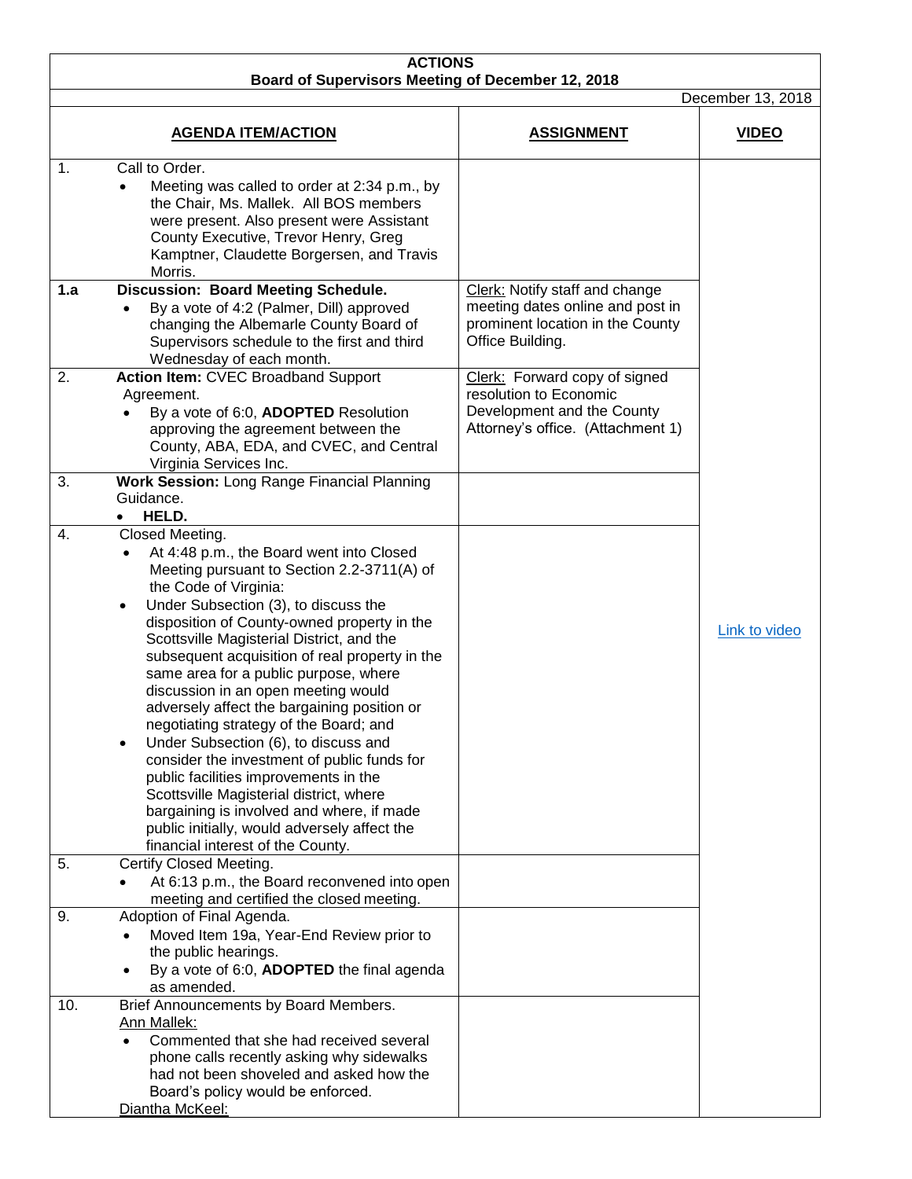**ACTIONS**
**Board of Supervisors Meeting of December 12, 2018**

December 13, 2018

| AGENDA ITEM/ACTION | ASSIGNMENT | VIDEO |
|---|---|---|
| 1. Call to Order.<br>• Meeting was called to order at 2:34 p.m., by the Chair, Ms. Mallek. All BOS members were present. Also present were Assistant County Executive, Trevor Henry, Greg Kamptner, Claudette Borgersen, and Travis Morris. | | [Link to video]() |
| **1.a Discussion: Board Meeting Schedule.**<br>• By a vote of 4:2 (Palmer, Dill) approved changing the Albemarle County Board of Supervisors schedule to the first and third Wednesday of each month. | Clerk: Notify staff and change meeting dates online and post in prominent location in the County Office Building. | |
| 2. **Action Item:** CVEC Broadband Support Agreement.<br>• By a vote of 6:0, **ADOPTED** Resolution approving the agreement between the County, ABA, EDA, and CVEC, and Central Virginia Services Inc. | Clerk: Forward copy of signed resolution to Economic Development and the County Attorney's office. (Attachment 1) | |
| 3. **Work Session:** Long Range Financial Planning Guidance.<br>• **HELD.** | | |
| 4. Closed Meeting.<br>• At 4:48 p.m., the Board went into Closed Meeting pursuant to Section 2.2-3711(A) of the Code of Virginia:<br>• Under Subsection (3), to discuss the disposition of County-owned property in the Scottsville Magisterial District, and the subsequent acquisition of real property in the same area for a public purpose, where discussion in an open meeting would adversely affect the bargaining position or negotiating strategy of the Board; and<br>• Under Subsection (6), to discuss and consider the investment of public funds for public facilities improvements in the Scottsville Magisterial district, where bargaining is involved and where, if made public initially, would adversely affect the financial interest of the County. | | |
| 5. Certify Closed Meeting.<br>• At 6:13 p.m., the Board reconvened into open meeting and certified the closed meeting. | | |
| 9. Adoption of Final Agenda.<br>• Moved Item 19a, Year-End Review prior to the public hearings.<br>• By a vote of 6:0, **ADOPTED** the final agenda as amended. | | |
| 10. Brief Announcements by Board Members.<br>Ann Mallek:<br>• Commented that she had received several phone calls recently asking why sidewalks had not been shoveled and asked how the Board's policy would be enforced.<br>Diantha McKeel: | | |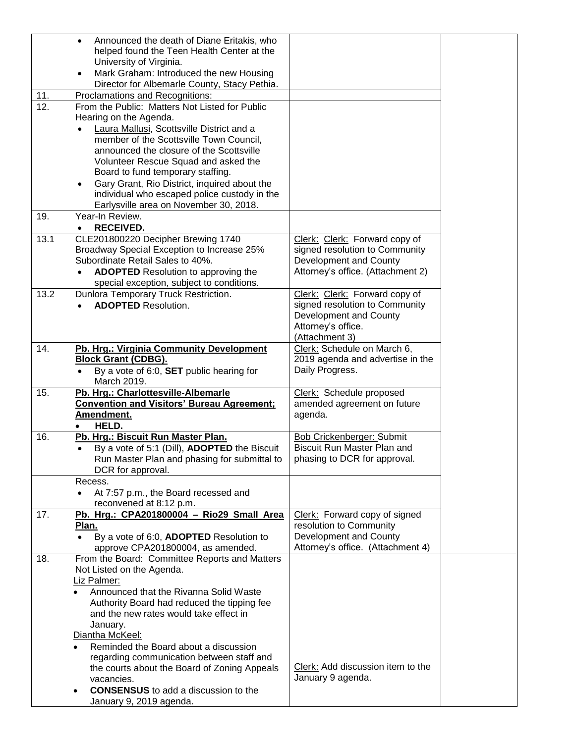| | | | |
|---|---|---|---|
| | • Announced the death of Diane Eritakis, who helped found the Teen Health Center at the University of Virginia.<br>• Mark Graham: Introduced the new Housing Director for Albemarle County, Stacy Pethia. | | |
| 11. | Proclamations and Recognitions: | | |
| 12. | From the Public: Matters Not Listed for Public Hearing on the Agenda.<br>• Laura Mallusi, Scottsville District and a member of the Scottsville Town Council, announced the closure of the Scottsville Volunteer Rescue Squad and asked the Board to fund temporary staffing.<br>• Gary Grant, Rio District, inquired about the individual who escaped police custody in the Earlysville area on November 30, 2018. | | |
| 19. | Year-In Review.<br>• **RECEIVED.** | | |
| 13.1 | CLE201800220 Decipher Brewing 1740 Broadway Special Exception to Increase 25% Subordinate Retail Sales to 40%.<br>• **ADOPTED** Resolution to approving the special exception, subject to conditions. | Clerk: Clerk: Forward copy of signed resolution to Community Development and County Attorney's office. (Attachment 2) | |
| 13.2 | Dunlora Temporary Truck Restriction.<br>• **ADOPTED** Resolution. | Clerk: Clerk: Forward copy of signed resolution to Community Development and County Attorney's office. (Attachment 3) | |
| 14. | **Pb. Hrg.: Virginia Community Development Block Grant (CDBG).**<br>• By a vote of 6:0, **SET** public hearing for March 2019. | Clerk: Schedule on March 6, 2019 agenda and advertise in the Daily Progress. | |
| 15. | **Pb. Hrg.: Charlottesville-Albemarle Convention and Visitors' Bureau Agreement; Amendment.**<br>• **HELD.** | Clerk: Schedule proposed amended agreement on future agenda. | |
| 16. | **Pb. Hrg.: Biscuit Run Master Plan.**<br>• By a vote of 5:1 (Dill), **ADOPTED** the Biscuit Run Master Plan and phasing for submittal to DCR for approval. | Bob Crickenberger: Submit Biscuit Run Master Plan and phasing to DCR for approval. | |
| | Recess.<br>• At 7:57 p.m., the Board recessed and reconvened at 8:12 p.m. | | |
| 17. | **Pb. Hrg.: CPA201800004 – Rio29 Small Area Plan.**<br>• By a vote of 6:0, **ADOPTED** Resolution to approve CPA201800004, as amended. | Clerk: Forward copy of signed resolution to Community Development and County Attorney's office. (Attachment 4) | |
| 18. | From the Board: Committee Reports and Matters Not Listed on the Agenda.<br>Liz Palmer:<br>• Announced that the Rivanna Solid Waste Authority Board had reduced the tipping fee and the new rates would take effect in January.<br>Diantha McKeel:<br>• Reminded the Board about a discussion regarding communication between staff and the courts about the Board of Zoning Appeals vacancies.<br>• **CONSENSUS** to add a discussion to the January 9, 2019 agenda. | Clerk: Add discussion item to the January 9 agenda. | |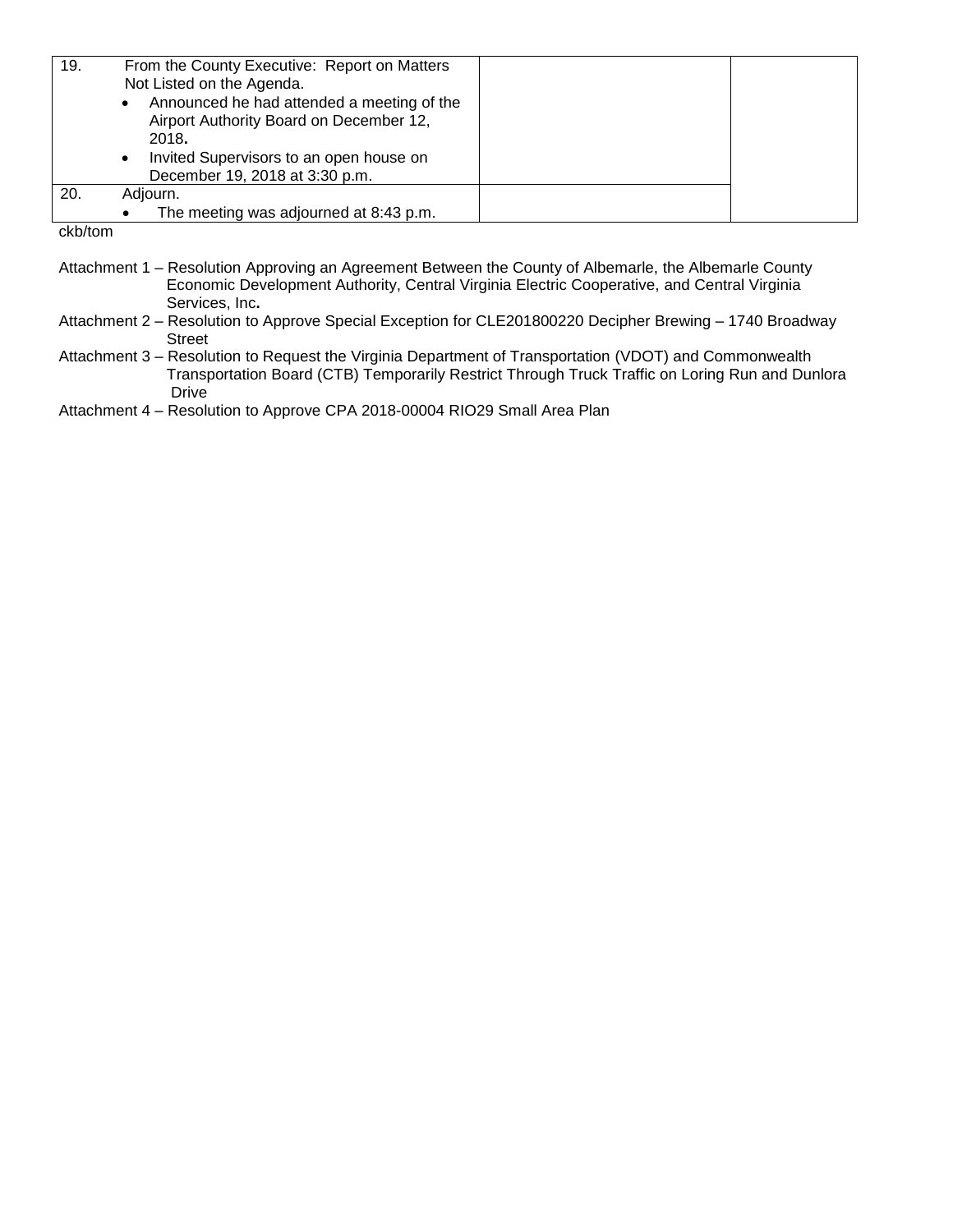| | | | |
|---|---|---|---|
| 19. | From the County Executive: Report on Matters Not Listed on the Agenda.<br>• Announced he had attended a meeting of the Airport Authority Board on December 12, 2018.<br>• Invited Supervisors to an open house on December 19, 2018 at 3:30 p.m. | | |
| 20. | Adjourn.<br>• The meeting was adjourned at 8:43 p.m. | | |

ckb/tom

Attachment 1 – Resolution Approving an Agreement Between the County of Albemarle, the Albemarle County Economic Development Authority, Central Virginia Electric Cooperative, and Central Virginia Services, Inc.

Attachment 2 – Resolution to Approve Special Exception for CLE201800220 Decipher Brewing – 1740 Broadway Street

Attachment 3 – Resolution to Request the Virginia Department of Transportation (VDOT) and Commonwealth Transportation Board (CTB) Temporarily Restrict Through Truck Traffic on Loring Run and Dunlora Drive

Attachment 4 – Resolution to Approve CPA 2018-00004 RIO29 Small Area Plan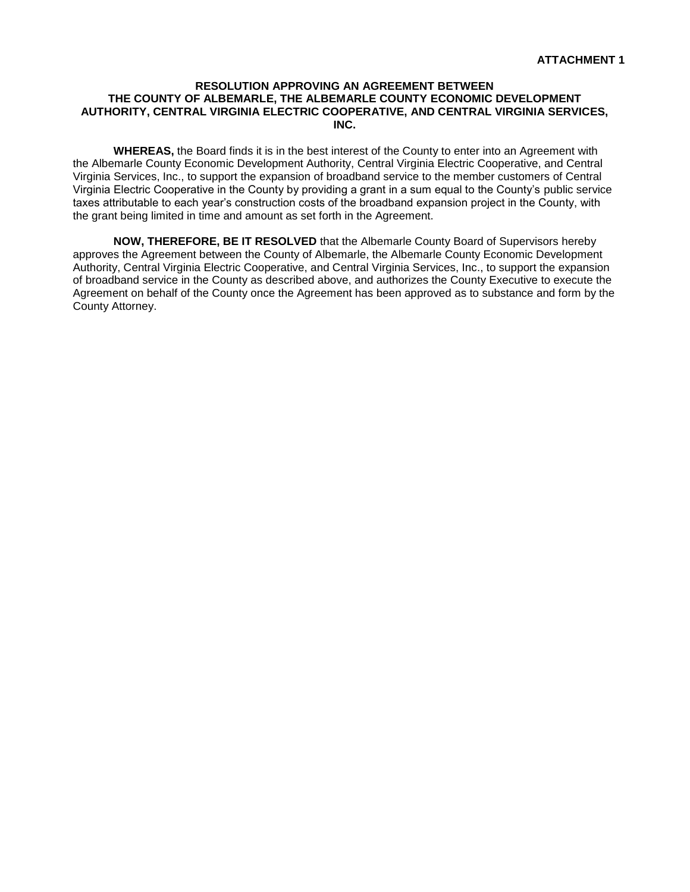**ATTACHMENT 1**

# RESOLUTION APPROVING AN AGREEMENT BETWEEN THE COUNTY OF ALBEMARLE, THE ALBEMARLE COUNTY ECONOMIC DEVELOPMENT AUTHORITY, CENTRAL VIRGINIA ELECTRIC COOPERATIVE, AND CENTRAL VIRGINIA SERVICES, INC.

**WHEREAS,** the Board finds it is in the best interest of the County to enter into an Agreement with the Albemarle County Economic Development Authority, Central Virginia Electric Cooperative, and Central Virginia Services, Inc., to support the expansion of broadband service to the member customers of Central Virginia Electric Cooperative in the County by providing a grant in a sum equal to the County's public service taxes attributable to each year's construction costs of the broadband expansion project in the County, with the grant being limited in time and amount as set forth in the Agreement.

**NOW, THEREFORE, BE IT RESOLVED** that the Albemarle County Board of Supervisors hereby approves the Agreement between the County of Albemarle, the Albemarle County Economic Development Authority, Central Virginia Electric Cooperative, and Central Virginia Services, Inc., to support the expansion of broadband service in the County as described above, and authorizes the County Executive to execute the Agreement on behalf of the County once the Agreement has been approved as to substance and form by the County Attorney.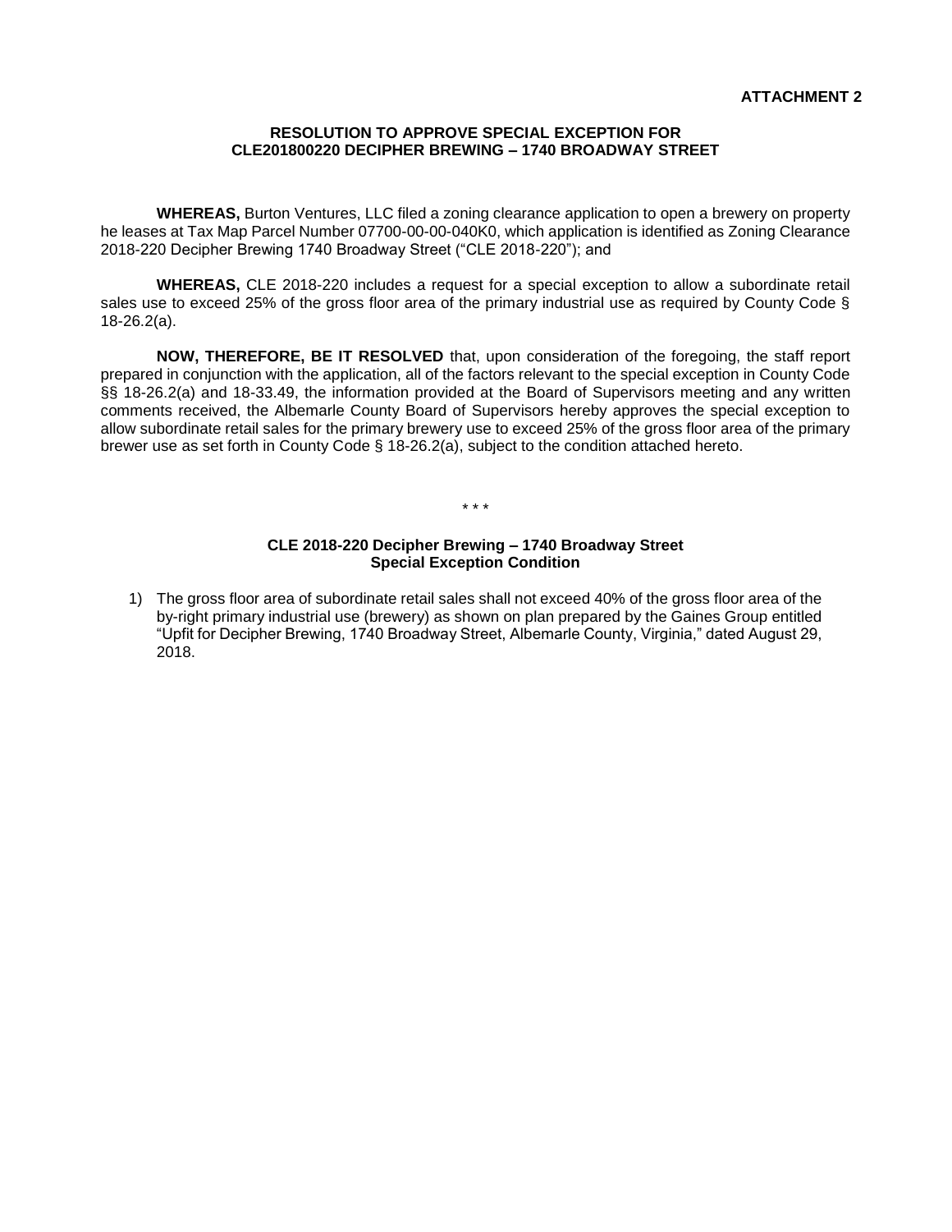**ATTACHMENT 2**

# RESOLUTION TO APPROVE SPECIAL EXCEPTION FOR CLE201800220 DECIPHER BREWING – 1740 BROADWAY STREET

**WHEREAS,** Burton Ventures, LLC filed a zoning clearance application to open a brewery on property he leases at Tax Map Parcel Number 07700-00-00-040K0, which application is identified as Zoning Clearance 2018-220 Decipher Brewing 1740 Broadway Street ("CLE 2018-220"); and

**WHEREAS,** CLE 2018-220 includes a request for a special exception to allow a subordinate retail sales use to exceed 25% of the gross floor area of the primary industrial use as required by County Code § 18-26.2(a).

**NOW, THEREFORE, BE IT RESOLVED** that, upon consideration of the foregoing, the staff report prepared in conjunction with the application, all of the factors relevant to the special exception in County Code §§ 18-26.2(a) and 18-33.49, the information provided at the Board of Supervisors meeting and any written comments received, the Albemarle County Board of Supervisors hereby approves the special exception to allow subordinate retail sales for the primary brewery use to exceed 25% of the gross floor area of the primary brewer use as set forth in County Code § 18-26.2(a), subject to the condition attached hereto.

\* \* \*

## CLE 2018-220 Decipher Brewing – 1740 Broadway Street Special Exception Condition

1) The gross floor area of subordinate retail sales shall not exceed 40% of the gross floor area of the by-right primary industrial use (brewery) as shown on plan prepared by the Gaines Group entitled "Upfit for Decipher Brewing, 1740 Broadway Street, Albemarle County, Virginia," dated August 29, 2018.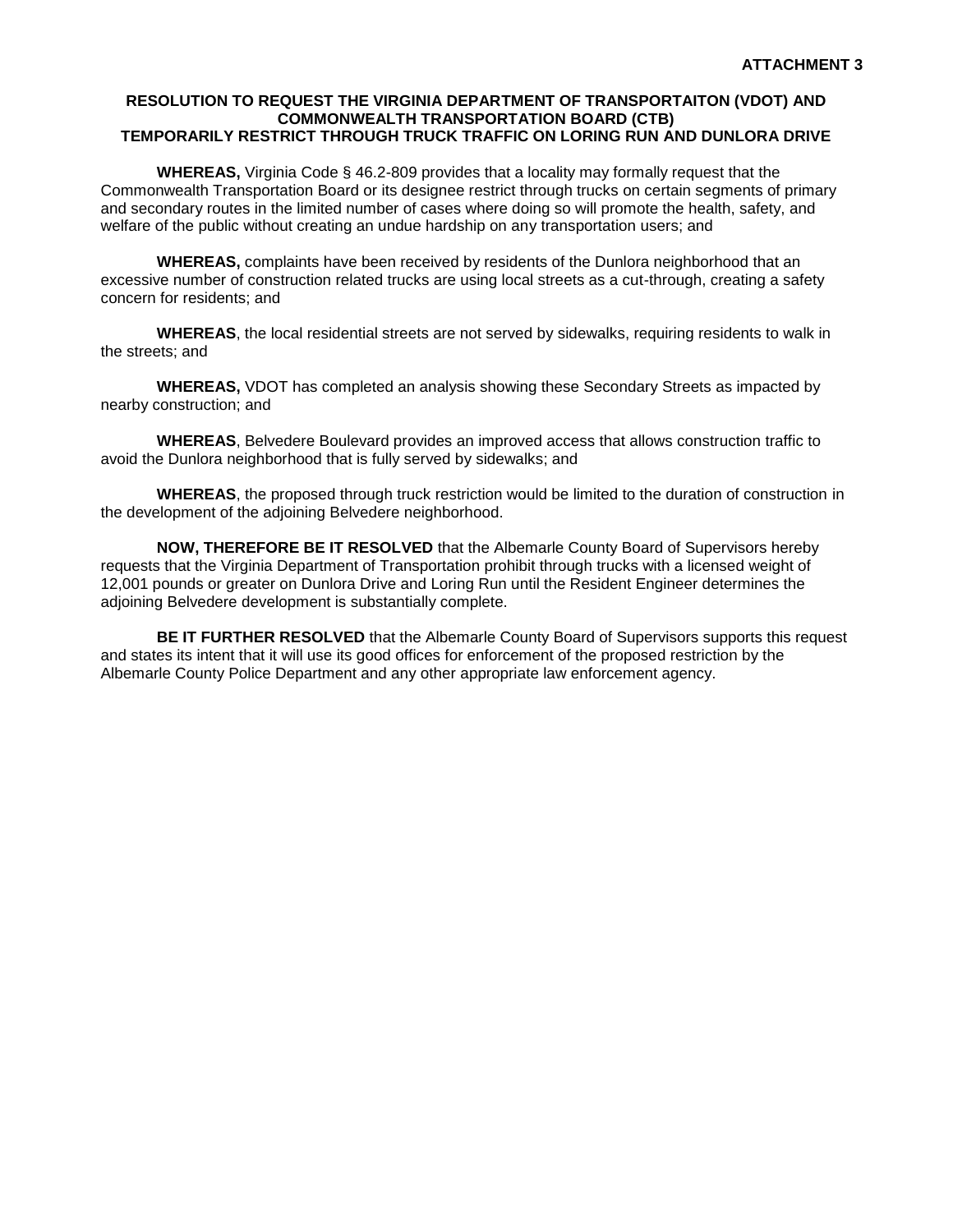**ATTACHMENT 3**

## RESOLUTION TO REQUEST THE VIRGINIA DEPARTMENT OF TRANSPORTAITON (VDOT) AND COMMONWEALTH TRANSPORTATION BOARD (CTB) TEMPORARILY RESTRICT THROUGH TRUCK TRAFFIC ON LORING RUN AND DUNLORA DRIVE

**WHEREAS,** Virginia Code § 46.2-809 provides that a locality may formally request that the Commonwealth Transportation Board or its designee restrict through trucks on certain segments of primary and secondary routes in the limited number of cases where doing so will promote the health, safety, and welfare of the public without creating an undue hardship on any transportation users; and

**WHEREAS,** complaints have been received by residents of the Dunlora neighborhood that an excessive number of construction related trucks are using local streets as a cut-through, creating a safety concern for residents; and

**WHEREAS**, the local residential streets are not served by sidewalks, requiring residents to walk in the streets; and

**WHEREAS,** VDOT has completed an analysis showing these Secondary Streets as impacted by nearby construction; and

**WHEREAS**, Belvedere Boulevard provides an improved access that allows construction traffic to avoid the Dunlora neighborhood that is fully served by sidewalks; and

**WHEREAS**, the proposed through truck restriction would be limited to the duration of construction in the development of the adjoining Belvedere neighborhood.

**NOW, THEREFORE BE IT RESOLVED** that the Albemarle County Board of Supervisors hereby requests that the Virginia Department of Transportation prohibit through trucks with a licensed weight of 12,001 pounds or greater on Dunlora Drive and Loring Run until the Resident Engineer determines the adjoining Belvedere development is substantially complete.

**BE IT FURTHER RESOLVED** that the Albemarle County Board of Supervisors supports this request and states its intent that it will use its good offices for enforcement of the proposed restriction by the Albemarle County Police Department and any other appropriate law enforcement agency.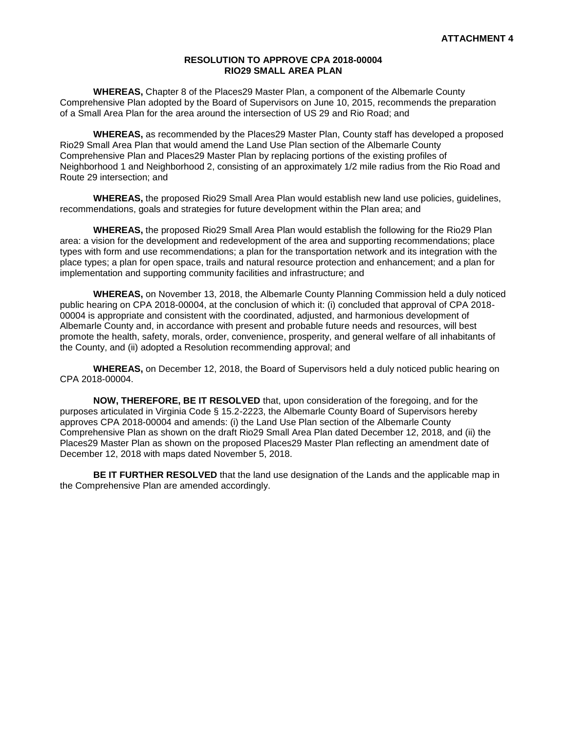**ATTACHMENT 4**

**RESOLUTION TO APPROVE CPA 2018-00004**
**RIO29 SMALL AREA PLAN**

**WHEREAS,** Chapter 8 of the Places29 Master Plan, a component of the Albemarle County Comprehensive Plan adopted by the Board of Supervisors on June 10, 2015, recommends the preparation of a Small Area Plan for the area around the intersection of US 29 and Rio Road; and

**WHEREAS,** as recommended by the Places29 Master Plan, County staff has developed a proposed Rio29 Small Area Plan that would amend the Land Use Plan section of the Albemarle County Comprehensive Plan and Places29 Master Plan by replacing portions of the existing profiles of Neighborhood 1 and Neighborhood 2, consisting of an approximately 1/2 mile radius from the Rio Road and Route 29 intersection; and

**WHEREAS,** the proposed Rio29 Small Area Plan would establish new land use policies, guidelines, recommendations, goals and strategies for future development within the Plan area; and

**WHEREAS,** the proposed Rio29 Small Area Plan would establish the following for the Rio29 Plan area: a vision for the development and redevelopment of the area and supporting recommendations; place types with form and use recommendations; a plan for the transportation network and its integration with the place types; a plan for open space, trails and natural resource protection and enhancement; and a plan for implementation and supporting community facilities and infrastructure; and

**WHEREAS,** on November 13, 2018, the Albemarle County Planning Commission held a duly noticed public hearing on CPA 2018-00004, at the conclusion of which it: (i) concluded that approval of CPA 2018-00004 is appropriate and consistent with the coordinated, adjusted, and harmonious development of Albemarle County and, in accordance with present and probable future needs and resources, will best promote the health, safety, morals, order, convenience, prosperity, and general welfare of all inhabitants of the County, and (ii) adopted a Resolution recommending approval; and

**WHEREAS,** on December 12, 2018, the Board of Supervisors held a duly noticed public hearing on CPA 2018-00004.

**NOW, THEREFORE, BE IT RESOLVED** that, upon consideration of the foregoing, and for the purposes articulated in Virginia Code § 15.2-2223, the Albemarle County Board of Supervisors hereby approves CPA 2018-00004 and amends: (i) the Land Use Plan section of the Albemarle County Comprehensive Plan as shown on the draft Rio29 Small Area Plan dated December 12, 2018, and (ii) the Places29 Master Plan as shown on the proposed Places29 Master Plan reflecting an amendment date of December 12, 2018 with maps dated November 5, 2018.

**BE IT FURTHER RESOLVED** that the land use designation of the Lands and the applicable map in the Comprehensive Plan are amended accordingly.